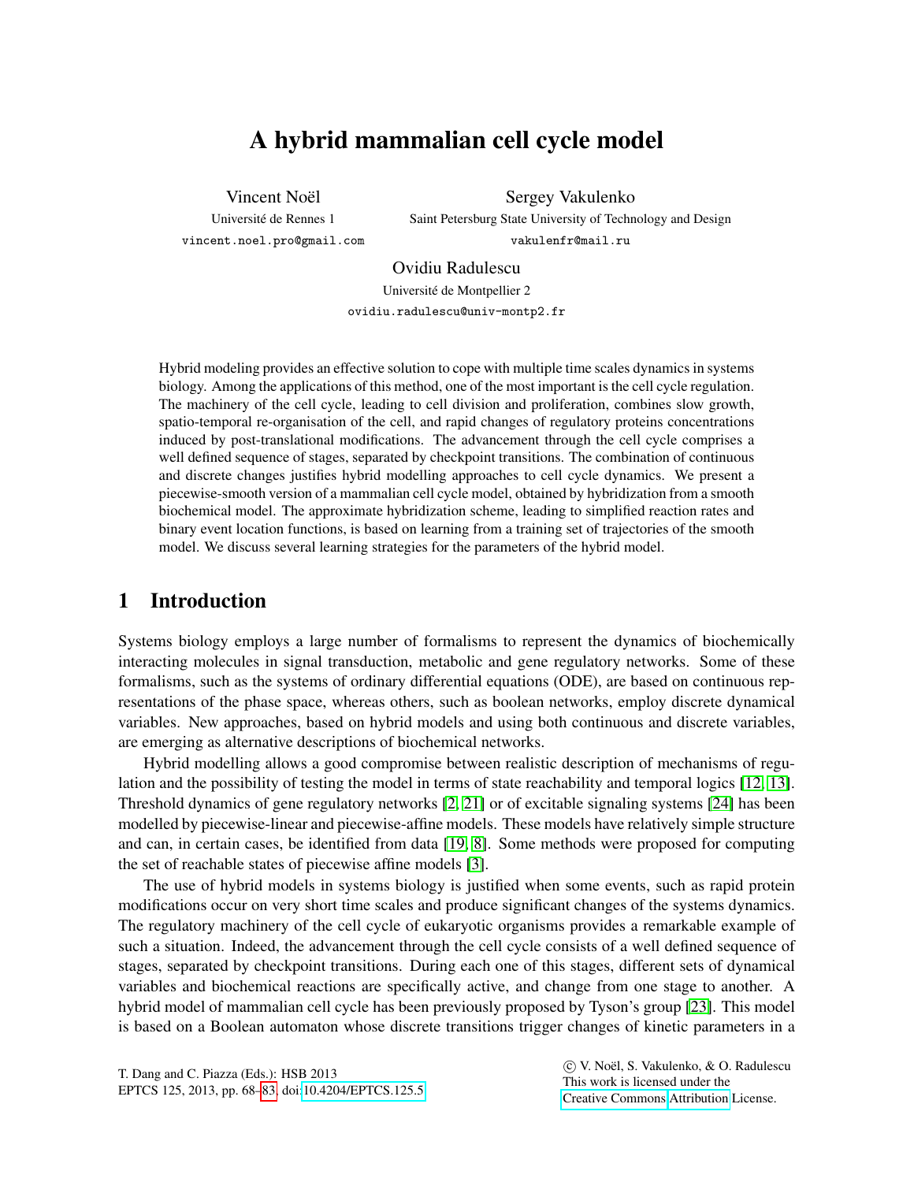# A hybrid mammalian cell cycle model

Vincent Noël
Université de Rennes 1
vincent.noel.pro@gmail.com

Sergey Vakulenko
Saint Petersburg State University of Technology and Design
vakulenfr@mail.ru

Ovidiu Radulescu
Université de Montpellier 2
ovidiu.radulescu@univ-montp2.fr

Hybrid modeling provides an effective solution to cope with multiple time scales dynamics in systems biology. Among the applications of this method, one of the most important is the cell cycle regulation. The machinery of the cell cycle, leading to cell division and proliferation, combines slow growth, spatio-temporal re-organisation of the cell, and rapid changes of regulatory proteins concentrations induced by post-translational modifications. The advancement through the cell cycle comprises a well defined sequence of stages, separated by checkpoint transitions. The combination of continuous and discrete changes justifies hybrid modelling approaches to cell cycle dynamics. We present a piecewise-smooth version of a mammalian cell cycle model, obtained by hybridization from a smooth biochemical model. The approximate hybridization scheme, leading to simplified reaction rates and binary event location functions, is based on learning from a training set of trajectories of the smooth model. We discuss several learning strategies for the parameters of the hybrid model.

## 1 Introduction

Systems biology employs a large number of formalisms to represent the dynamics of biochemically interacting molecules in signal transduction, metabolic and gene regulatory networks. Some of these formalisms, such as the systems of ordinary differential equations (ODE), are based on continuous representations of the phase space, whereas others, such as boolean networks, employ discrete dynamical variables. New approaches, based on hybrid models and using both continuous and discrete variables, are emerging as alternative descriptions of biochemical networks.

Hybrid modelling allows a good compromise between realistic description of mechanisms of regulation and the possibility of testing the model in terms of state reachability and temporal logics [12, 13]. Threshold dynamics of gene regulatory networks [2, 21] or of excitable signaling systems [24] has been modelled by piecewise-linear and piecewise-affine models. These models have relatively simple structure and can, in certain cases, be identified from data [19, 8]. Some methods were proposed for computing the set of reachable states of piecewise affine models [3].

The use of hybrid models in systems biology is justified when some events, such as rapid protein modifications occur on very short time scales and produce significant changes of the systems dynamics. The regulatory machinery of the cell cycle of eukaryotic organisms provides a remarkable example of such a situation. Indeed, the advancement through the cell cycle consists of a well defined sequence of stages, separated by checkpoint transitions. During each one of this stages, different sets of dynamical variables and biochemical reactions are specifically active, and change from one stage to another. A hybrid model of mammalian cell cycle has been previously proposed by Tyson's group [23]. This model is based on a Boolean automaton whose discrete transitions trigger changes of kinetic parameters in a

T. Dang and C. Piazza (Eds.): HSB 2013
EPTCS 125, 2013, pp. 68–83, doi:10.4204/EPTCS.125.5

© V. Noël, S. Vakulenko, & O. Radulescu
This work is licensed under the Creative Commons Attribution License.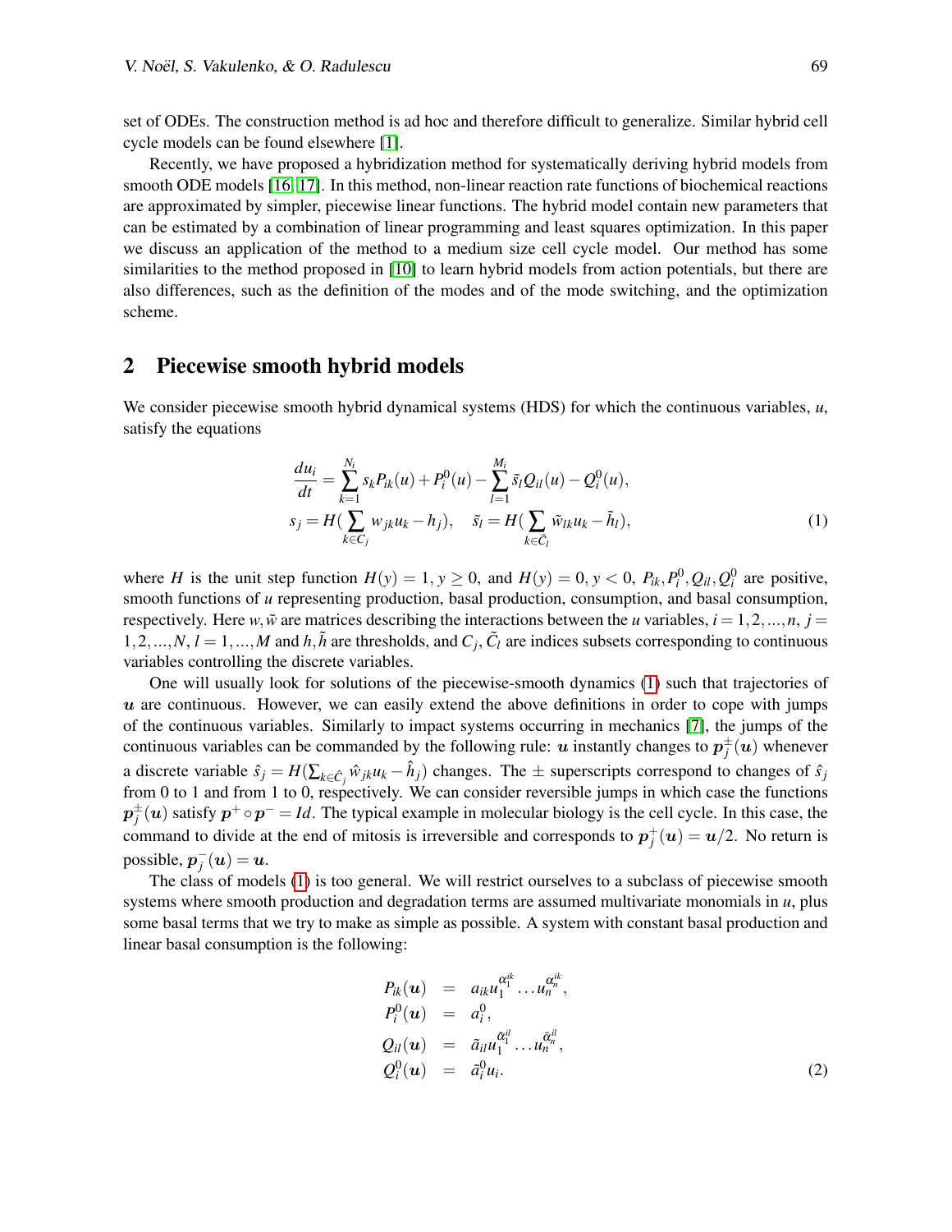set of ODEs. The construction method is ad hoc and therefore difficult to generalize. Similar hybrid cell cycle models can be found elsewhere [1].

Recently, we have proposed a hybridization method for systematically deriving hybrid models from smooth ODE models [16, 17]. In this method, non-linear reaction rate functions of biochemical reactions are approximated by simpler, piecewise linear functions. The hybrid model contain new parameters that can be estimated by a combination of linear programming and least squares optimization. In this paper we discuss an application of the method to a medium size cell cycle model. Our method has some similarities to the method proposed in [10] to learn hybrid models from action potentials, but there are also differences, such as the definition of the modes and of the mode switching, and the optimization scheme.

## 2 Piecewise smooth hybrid models

We consider piecewise smooth hybrid dynamical systems (HDS) for which the continuous variables, $u$, satisfy the equations

$$\begin{gathered}
\frac{du_i}{dt} = \sum_{k=1}^{N_i} s_k P_{ik}(u) + P_i^0(u) - \sum_{l=1}^{M_i} \tilde{s}_l Q_{il}(u) - Q_i^0(u), \\
s_j = H(\sum_{k \in C_j} w_{jk} u_k - h_j), \quad \tilde{s}_l = H(\sum_{k \in \tilde{C}_l} \tilde{w}_{lk} u_k - \tilde{h}_l),
\end{gathered} \tag{1}$$

where $H$ is the unit step function $H(y) = 1, y \geq 0$, and $H(y) = 0, y < 0$, $P_{ik}, P_i^0, Q_{il}, Q_i^0$ are positive, smooth functions of $u$ representing production, basal production, consumption, and basal consumption, respectively. Here $w, \tilde{w}$ are matrices describing the interactions between the $u$ variables, $i = 1, 2, ..., n$, $j = 1, 2, ..., N$, $l = 1, ..., M$ and $h, \tilde{h}$ are thresholds, and $C_j$, $\tilde{C}_l$ are indices subsets corresponding to continuous variables controlling the discrete variables.

One will usually look for solutions of the piecewise-smooth dynamics (1) such that trajectories of $\boldsymbol{u}$ are continuous. However, we can easily extend the above definitions in order to cope with jumps of the continuous variables. Similarly to impact systems occurring in mechanics [7], the jumps of the continuous variables can be commanded by the following rule: $\boldsymbol{u}$ instantly changes to $\boldsymbol{p}_j^{\pm}(\boldsymbol{u})$ whenever a discrete variable $\hat{s}_j = H(\sum_{k \in \hat{C}_j} \hat{w}_{jk} u_k - \hat{h}_j)$ changes. The $\pm$ superscripts correspond to changes of $\hat{s}_j$ from 0 to 1 and from 1 to 0, respectively. We can consider reversible jumps in which case the functions $\boldsymbol{p}_j^{\pm}(\boldsymbol{u})$ satisfy $\boldsymbol{p}^+ \circ \boldsymbol{p}^- = Id$. The typical example in molecular biology is the cell cycle. In this case, the command to divide at the end of mitosis is irreversible and corresponds to $\boldsymbol{p}_j^+(\boldsymbol{u}) = \boldsymbol{u}/2$. No return is possible, $\boldsymbol{p}_j^-(\boldsymbol{u}) = \boldsymbol{u}$.

The class of models (1) is too general. We will restrict ourselves to a subclass of piecewise smooth systems where smooth production and degradation terms are assumed multivariate monomials in $u$, plus some basal terms that we try to make as simple as possible. A system with constant basal production and linear basal consumption is the following:

$$\begin{aligned}
P_{ik}(\boldsymbol{u}) &= a_{ik} u_1^{\alpha_1^{ik}} \dots u_n^{\alpha_n^{ik}}, \\
P_i^0(\boldsymbol{u}) &= a_i^0, \\
Q_{il}(\boldsymbol{u}) &= \tilde{a}_{il} u_1^{\tilde{\alpha}_1^{il}} \dots u_n^{\tilde{\alpha}_n^{il}}, \\
Q_i^0(\boldsymbol{u}) &= \tilde{a}_i^0 u_i.
\end{aligned} \tag{2}$$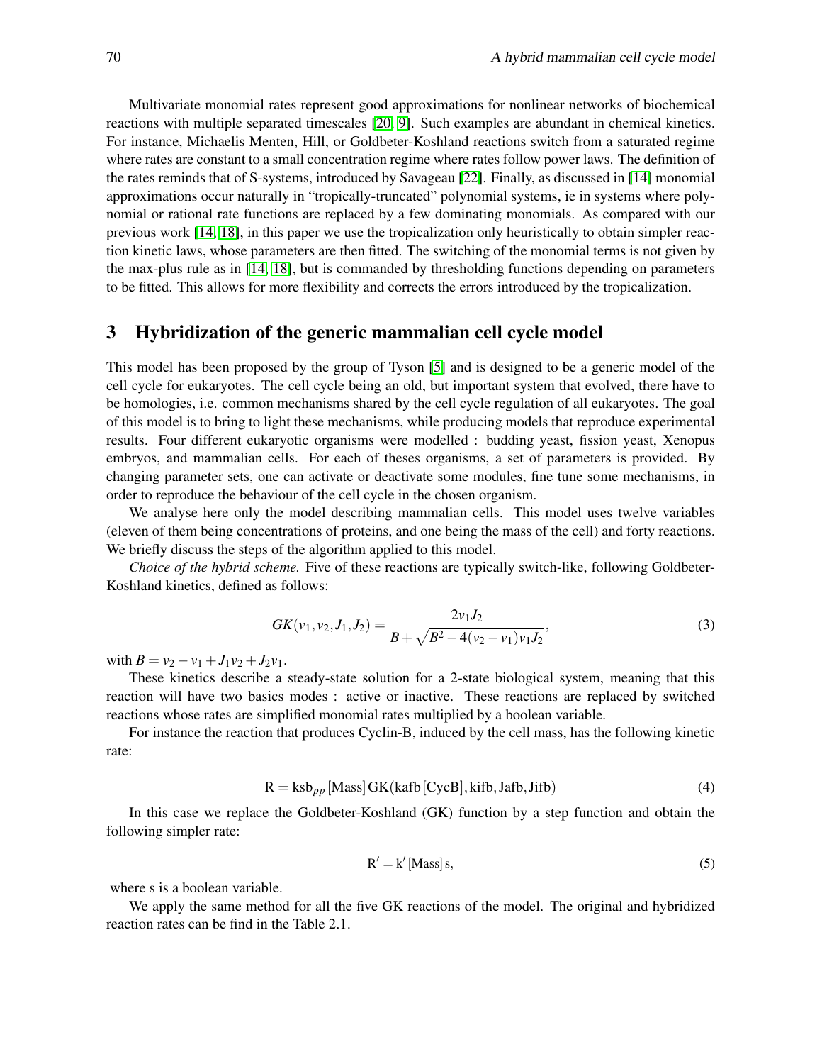Multivariate monomial rates represent good approximations for nonlinear networks of biochemical reactions with multiple separated timescales [20, 9]. Such examples are abundant in chemical kinetics. For instance, Michaelis Menten, Hill, or Goldbeter-Koshland reactions switch from a saturated regime where rates are constant to a small concentration regime where rates follow power laws. The definition of the rates reminds that of S-systems, introduced by Savageau [22]. Finally, as discussed in [14] monomial approximations occur naturally in "tropically-truncated" polynomial systems, ie in systems where polynomial or rational rate functions are replaced by a few dominating monomials. As compared with our previous work [14, 18], in this paper we use the tropicalization only heuristically to obtain simpler reaction kinetic laws, whose parameters are then fitted. The switching of the monomial terms is not given by the max-plus rule as in [14, 18], but is commanded by thresholding functions depending on parameters to be fitted. This allows for more flexibility and corrects the errors introduced by the tropicalization.

# 3 Hybridization of the generic mammalian cell cycle model

This model has been proposed by the group of Tyson [5] and is designed to be a generic model of the cell cycle for eukaryotes. The cell cycle being an old, but important system that evolved, there have to be homologies, i.e. common mechanisms shared by the cell cycle regulation of all eukaryotes. The goal of this model is to bring to light these mechanisms, while producing models that reproduce experimental results. Four different eukaryotic organisms were modelled : budding yeast, fission yeast, Xenopus embryos, and mammalian cells. For each of theses organisms, a set of parameters is provided. By changing parameter sets, one can activate or deactivate some modules, fine tune some mechanisms, in order to reproduce the behaviour of the cell cycle in the chosen organism.

We analyse here only the model describing mammalian cells. This model uses twelve variables (eleven of them being concentrations of proteins, and one being the mass of the cell) and forty reactions. We briefly discuss the steps of the algorithm applied to this model.

*Choice of the hybrid scheme.* Five of these reactions are typically switch-like, following Goldbeter-Koshland kinetics, defined as follows:

$$GK(v_1, v_2, J_1, J_2) = \frac{2v_1J_2}{B + \sqrt{B^2 - 4(v_2 - v_1)v_1J_2}}, \tag{3}$$

with $B = v_2 - v_1 + J_1v_2 + J_2v_1$.

These kinetics describe a steady-state solution for a 2-state biological system, meaning that this reaction will have two basics modes : active or inactive. These reactions are replaced by switched reactions whose rates are simplified monomial rates multiplied by a boolean variable.

For instance the reaction that produces Cyclin-B, induced by the cell mass, has the following kinetic rate:

$$\mathrm{R} = \mathrm{ksb}_{pp}\,[\mathrm{Mass}]\,\mathrm{GK}(\mathrm{kafb}\,[\mathrm{CycB}], \mathrm{kifb}, \mathrm{Jafb}, \mathrm{Jifb}) \tag{4}$$

In this case we replace the Goldbeter-Koshland (GK) function by a step function and obtain the following simpler rate:

$$\mathrm{R}' = \mathrm{k}'\,[\mathrm{Mass}]\,\mathrm{s}, \tag{5}$$

where s is a boolean variable.

We apply the same method for all the five GK reactions of the model. The original and hybridized reaction rates can be find in the Table 2.1.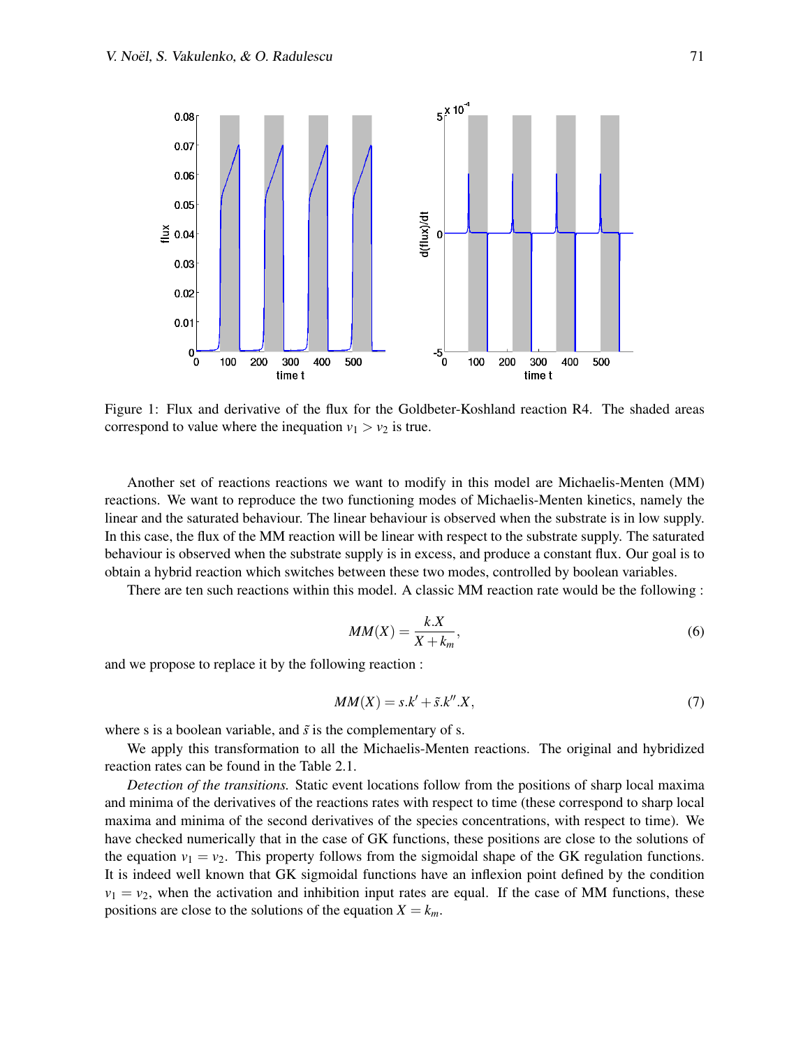Figure 1: Flux and derivative of the flux for the Goldbeter-Koshland reaction R4. The shaded areas correspond to value where the inequation $v_1 > v_2$ is true.

Another set of reactions reactions we want to modify in this model are Michaelis-Menten (MM) reactions. We want to reproduce the two functioning modes of Michaelis-Menten kinetics, namely the linear and the saturated behaviour. The linear behaviour is observed when the substrate is in low supply. In this case, the flux of the MM reaction will be linear with respect to the substrate supply. The saturated behaviour is observed when the substrate supply is in excess, and produce a constant flux. Our goal is to obtain a hybrid reaction which switches between these two modes, controlled by boolean variables.

There are ten such reactions within this model. A classic MM reaction rate would be the following :

$$MM(X) = \frac{k.X}{X + k_m}, \tag{6}$$

and we propose to replace it by the following reaction :

$$MM(X) = s.k' + \tilde{s}.k''.X, \tag{7}$$

where s is a boolean variable, and $\tilde{s}$ is the complementary of s.

We apply this transformation to all the Michaelis-Menten reactions. The original and hybridized reaction rates can be found in the Table 2.1.

*Detection of the transitions.* Static event locations follow from the positions of sharp local maxima and minima of the derivatives of the reactions rates with respect to time (these correspond to sharp local maxima and minima of the second derivatives of the species concentrations, with respect to time). We have checked numerically that in the case of GK functions, these positions are close to the solutions of the equation $v_1 = v_2$. This property follows from the sigmoidal shape of the GK regulation functions. It is indeed well known that GK sigmoidal functions have an inflexion point defined by the condition $v_1 = v_2$, when the activation and inhibition input rates are equal. If the case of MM functions, these positions are close to the solutions of the equation $X = k_m$.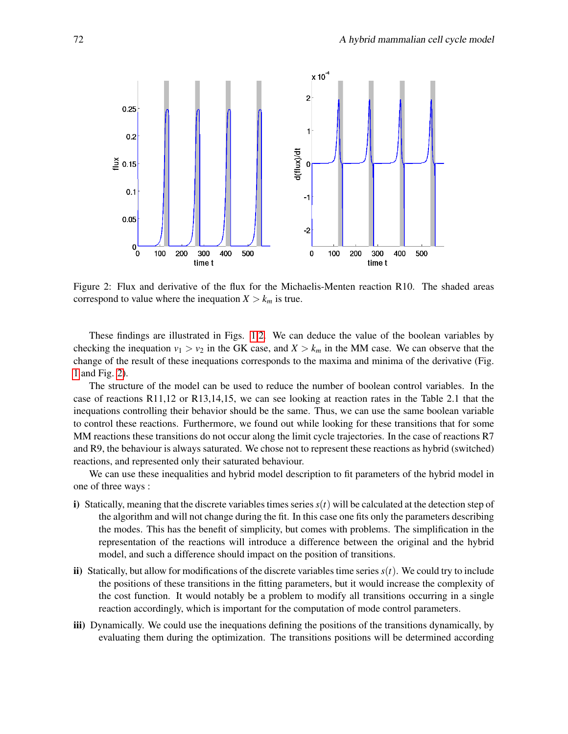Figure 2: Flux and derivative of the flux for the Michaelis-Menten reaction R10. The shaded areas correspond to value where the inequation $X > k_m$ is true.

These findings are illustrated in Figs. 1,2. We can deduce the value of the boolean variables by checking the inequation $v_1 > v_2$ in the GK case, and $X > k_m$ in the MM case. We can observe that the change of the result of these inequations corresponds to the maxima and minima of the derivative (Fig. 1 and Fig. 2).

The structure of the model can be used to reduce the number of boolean control variables. In the case of reactions R11,12 or R13,14,15, we can see looking at reaction rates in the Table 2.1 that the inequations controlling their behavior should be the same. Thus, we can use the same boolean variable to control these reactions. Furthermore, we found out while looking for these transitions that for some MM reactions these transitions do not occur along the limit cycle trajectories. In the case of reactions R7 and R9, the behaviour is always saturated. We chose not to represent these reactions as hybrid (switched) reactions, and represented only their saturated behaviour.

We can use these inequalities and hybrid model description to fit parameters of the hybrid model in one of three ways :

**i)** Statically, meaning that the discrete variables times series $s(t)$ will be calculated at the detection step of the algorithm and will not change during the fit. In this case one fits only the parameters describing the modes. This has the benefit of simplicity, but comes with problems. The simplification in the representation of the reactions will introduce a difference between the original and the hybrid model, and such a difference should impact on the position of transitions.

**ii)** Statically, but allow for modifications of the discrete variables time series $s(t)$. We could try to include the positions of these transitions in the fitting parameters, but it would increase the complexity of the cost function. It would notably be a problem to modify all transitions occurring in a single reaction accordingly, which is important for the computation of mode control parameters.

**iii)** Dynamically. We could use the inequations defining the positions of the transitions dynamically, by evaluating them during the optimization. The transitions positions will be determined according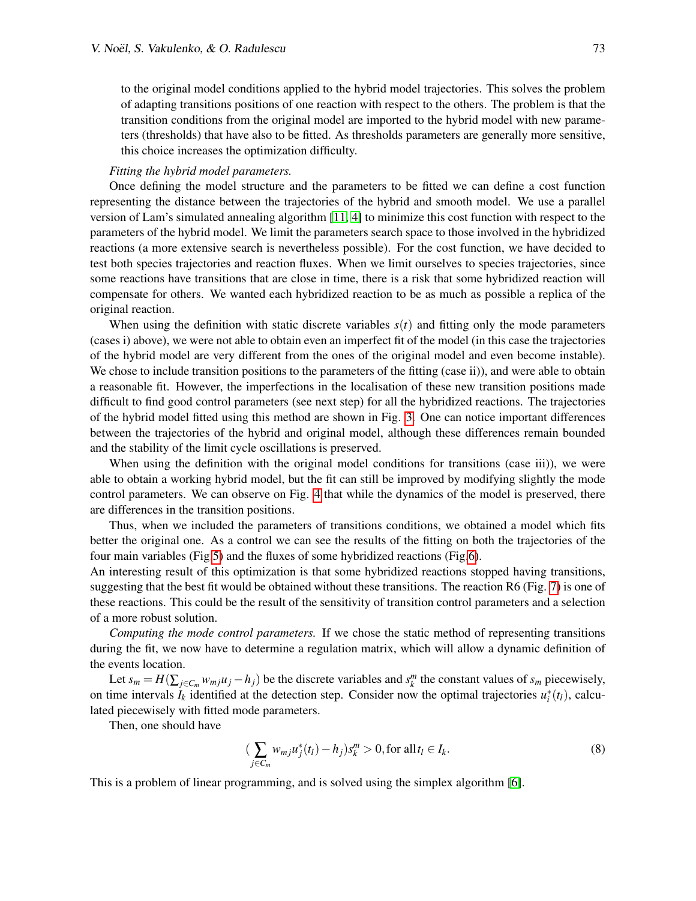to the original model conditions applied to the hybrid model trajectories. This solves the problem of adapting transitions positions of one reaction with respect to the others. The problem is that the transition conditions from the original model are imported to the hybrid model with new parameters (thresholds) that have also to be fitted. As thresholds parameters are generally more sensitive, this choice increases the optimization difficulty.

*Fitting the hybrid model parameters.*

Once defining the model structure and the parameters to be fitted we can define a cost function representing the distance between the trajectories of the hybrid and smooth model. We use a parallel version of Lam's simulated annealing algorithm [11, 4] to minimize this cost function with respect to the parameters of the hybrid model. We limit the parameters search space to those involved in the hybridized reactions (a more extensive search is nevertheless possible). For the cost function, we have decided to test both species trajectories and reaction fluxes. When we limit ourselves to species trajectories, since some reactions have transitions that are close in time, there is a risk that some hybridized reaction will compensate for others. We wanted each hybridized reaction to be as much as possible a replica of the original reaction.

When using the definition with static discrete variables $s(t)$ and fitting only the mode parameters (cases i) above), we were not able to obtain even an imperfect fit of the model (in this case the trajectories of the hybrid model are very different from the ones of the original model and even become instable). We chose to include transition positions to the parameters of the fitting (case ii)), and were able to obtain a reasonable fit. However, the imperfections in the localisation of these new transition positions made difficult to find good control parameters (see next step) for all the hybridized reactions. The trajectories of the hybrid model fitted using this method are shown in Fig. 3. One can notice important differences between the trajectories of the hybrid and original model, although these differences remain bounded and the stability of the limit cycle oscillations is preserved.

When using the definition with the original model conditions for transitions (case iii)), we were able to obtain a working hybrid model, but the fit can still be improved by modifying slightly the mode control parameters. We can observe on Fig. 4 that while the dynamics of the model is preserved, there are differences in the transition positions.

Thus, when we included the parameters of transitions conditions, we obtained a model which fits better the original one. As a control we can see the results of the fitting on both the trajectories of the four main variables (Fig.5) and the fluxes of some hybridized reactions (Fig.6).
An interesting result of this optimization is that some hybridized reactions stopped having transitions, suggesting that the best fit would be obtained without these transitions. The reaction R6 (Fig. 7) is one of these reactions. This could be the result of the sensitivity of transition control parameters and a selection of a more robust solution.

*Computing the mode control parameters.* If we chose the static method of representing transitions during the fit, we now have to determine a regulation matrix, which will allow a dynamic definition of the events location.

Let $s_m = H(\sum_{j \in C_m} w_{mj} u_j - h_j)$ be the discrete variables and $s_k^m$ the constant values of $s_m$ piecewisely, on time intervals $I_k$ identified at the detection step. Consider now the optimal trajectories $u_i^*(t_l)$, calculated piecewisely with fitted mode parameters.

Then, one should have

$$(\sum_{j \in C_m} w_{mj} u_j^*(t_l) - h_j) s_k^m > 0, \text{for all} \, t_l \in I_k. \tag{8}$$

This is a problem of linear programming, and is solved using the simplex algorithm [6].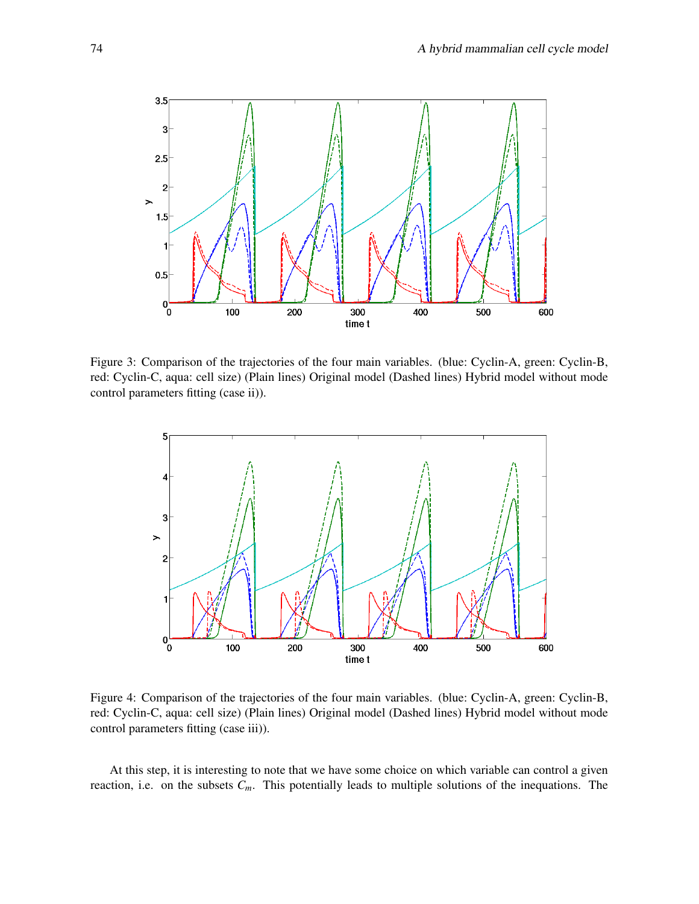Figure 3: Comparison of the trajectories of the four main variables. (blue: Cyclin-A, green: Cyclin-B, red: Cyclin-C, aqua: cell size) (Plain lines) Original model (Dashed lines) Hybrid model without mode control parameters fitting (case ii)).

Figure 4: Comparison of the trajectories of the four main variables. (blue: Cyclin-A, green: Cyclin-B, red: Cyclin-C, aqua: cell size) (Plain lines) Original model (Dashed lines) Hybrid model without mode control parameters fitting (case iii)).

At this step, it is interesting to note that we have some choice on which variable can control a given reaction, i.e. on the subsets $C_m$. This potentially leads to multiple solutions of the inequations. The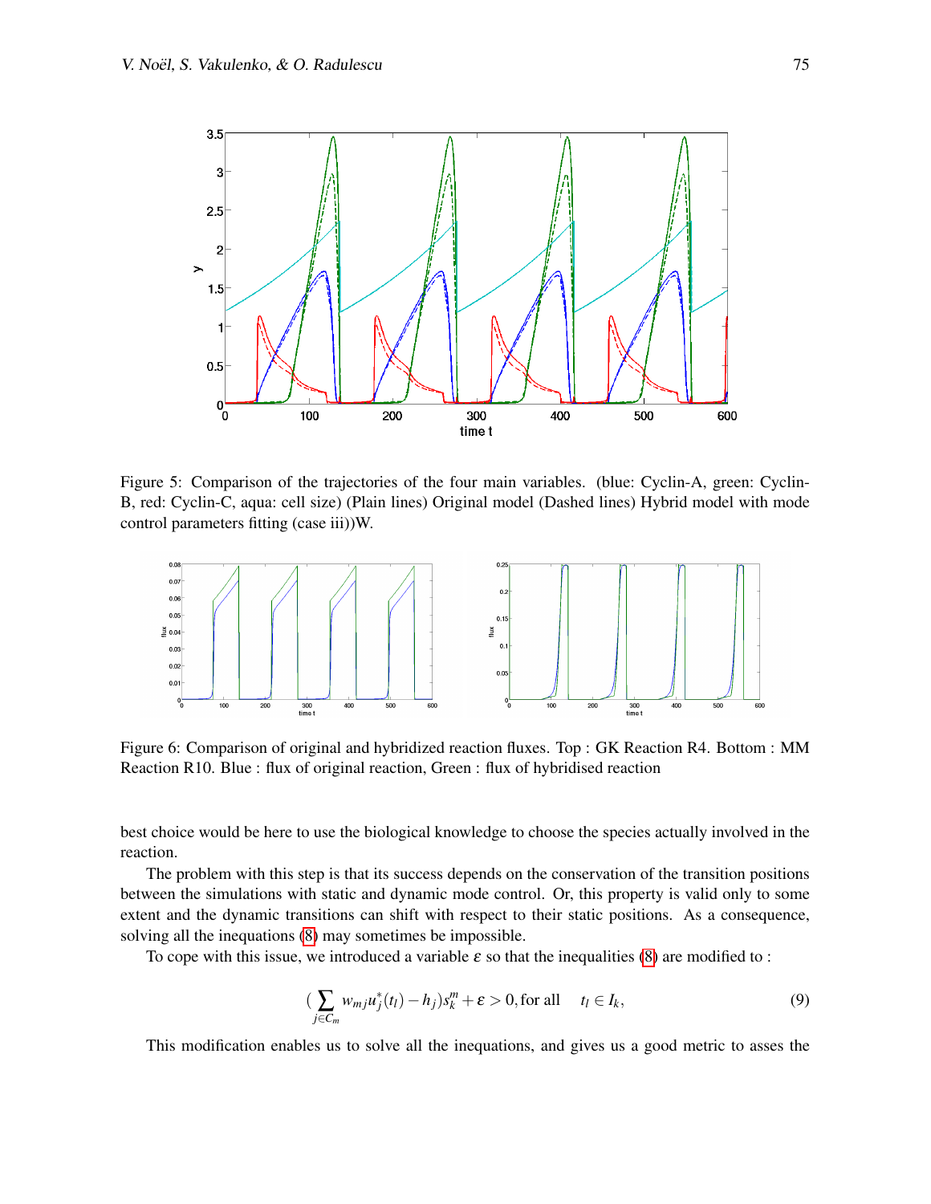Figure 5: Comparison of the trajectories of the four main variables. (blue: Cyclin-A, green: Cyclin-B, red: Cyclin-C, aqua: cell size) (Plain lines) Original model (Dashed lines) Hybrid model with mode control parameters fitting (case iii))W.

Figure 6: Comparison of original and hybridized reaction fluxes. Top : GK Reaction R4. Bottom : MM Reaction R10. Blue : flux of original reaction, Green : flux of hybridised reaction

best choice would be here to use the biological knowledge to choose the species actually involved in the reaction.

The problem with this step is that its success depends on the conservation of the transition positions between the simulations with static and dynamic mode control. Or, this property is valid only to some extent and the dynamic transitions can shift with respect to their static positions. As a consequence, solving all the inequations (8) may sometimes be impossible.

To cope with this issue, we introduced a variable $\varepsilon$ so that the inequalities (8) are modified to :

$$\left(\sum_{j \in C_m} w_{mj} u_j^*(t_l) - h_j\right) s_k^m + \varepsilon > 0, \text{for all} \quad t_l \in I_k, \tag{9}$$

This modification enables us to solve all the inequations, and gives us a good metric to asses the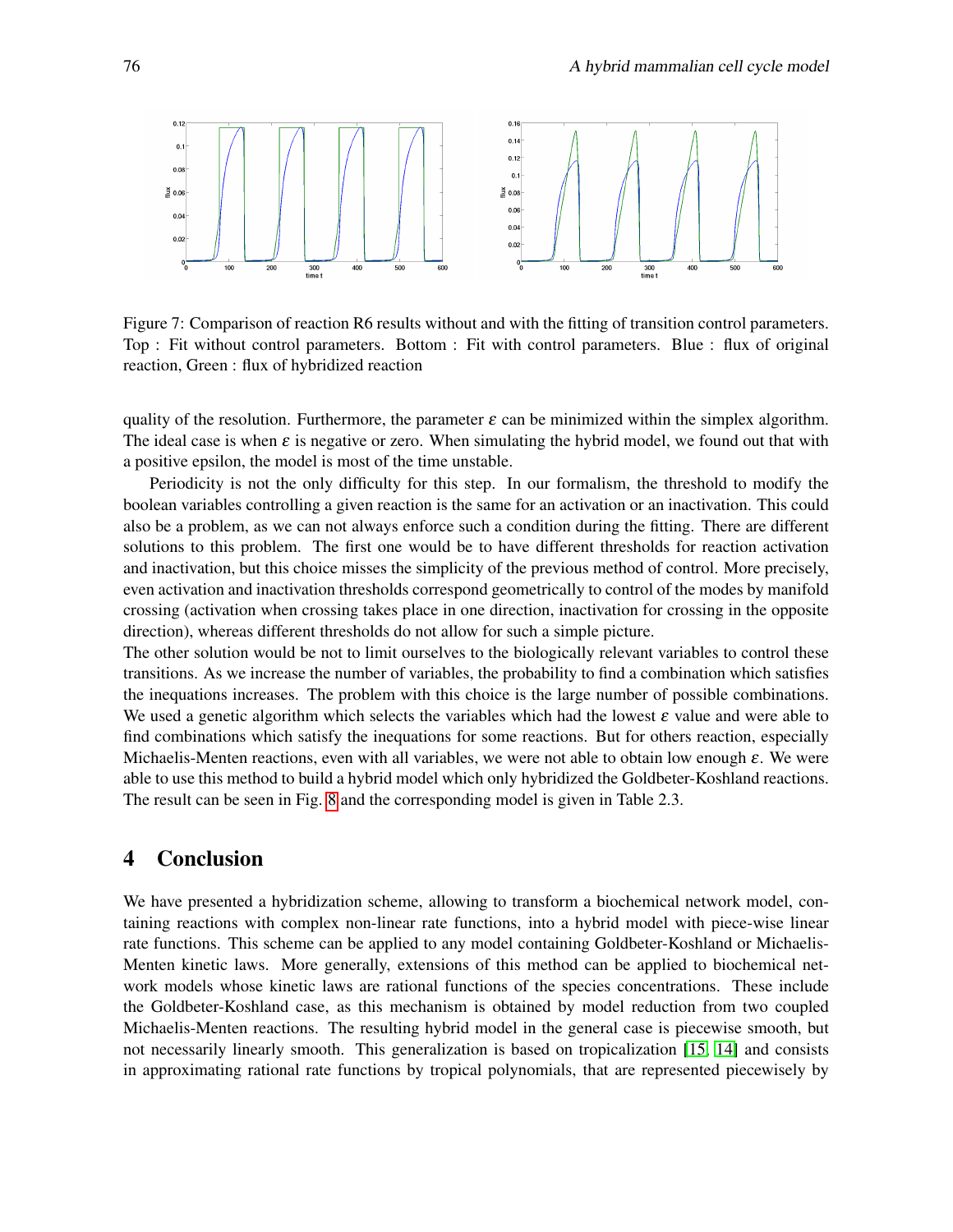Figure 7: Comparison of reaction R6 results without and with the fitting of transition control parameters. Top : Fit without control parameters. Bottom : Fit with control parameters. Blue : flux of original reaction, Green : flux of hybridized reaction

quality of the resolution. Furthermore, the parameter $\varepsilon$ can be minimized within the simplex algorithm. The ideal case is when $\varepsilon$ is negative or zero. When simulating the hybrid model, we found out that with a positive epsilon, the model is most of the time unstable.

Periodicity is not the only difficulty for this step. In our formalism, the threshold to modify the boolean variables controlling a given reaction is the same for an activation or an inactivation. This could also be a problem, as we can not always enforce such a condition during the fitting. There are different solutions to this problem. The first one would be to have different thresholds for reaction activation and inactivation, but this choice misses the simplicity of the previous method of control. More precisely, even activation and inactivation thresholds correspond geometrically to control of the modes by manifold crossing (activation when crossing takes place in one direction, inactivation for crossing in the opposite direction), whereas different thresholds do not allow for such a simple picture.

The other solution would be not to limit ourselves to the biologically relevant variables to control these transitions. As we increase the number of variables, the probability to find a combination which satisfies the inequations increases. The problem with this choice is the large number of possible combinations. We used a genetic algorithm which selects the variables which had the lowest $\varepsilon$ value and were able to find combinations which satisfy the inequations for some reactions. But for others reaction, especially Michaelis-Menten reactions, even with all variables, we were not able to obtain low enough $\varepsilon$. We were able to use this method to build a hybrid model which only hybridized the Goldbeter-Koshland reactions. The result can be seen in Fig. 8 and the corresponding model is given in Table 2.3.

# 4 Conclusion

We have presented a hybridization scheme, allowing to transform a biochemical network model, containing reactions with complex non-linear rate functions, into a hybrid model with piece-wise linear rate functions. This scheme can be applied to any model containing Goldbeter-Koshland or Michaelis-Menten kinetic laws. More generally, extensions of this method can be applied to biochemical network models whose kinetic laws are rational functions of the species concentrations. These include the Goldbeter-Koshland case, as this mechanism is obtained by model reduction from two coupled Michaelis-Menten reactions. The resulting hybrid model in the general case is piecewise smooth, but not necessarily linearly smooth. This generalization is based on tropicalization [15, 14] and consists in approximating rational rate functions by tropical polynomials, that are represented piecewisely by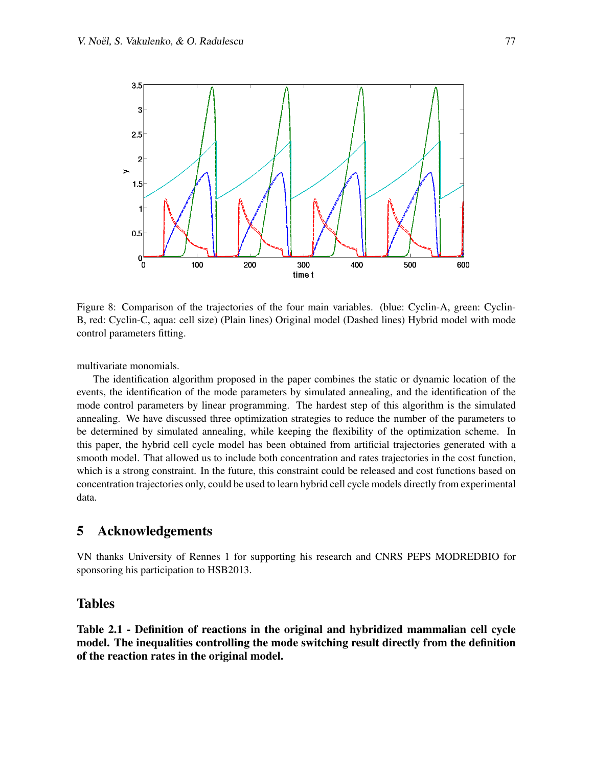Figure 8: Comparison of the trajectories of the four main variables. (blue: Cyclin-A, green: Cyclin-B, red: Cyclin-C, aqua: cell size) (Plain lines) Original model (Dashed lines) Hybrid model with mode control parameters fitting.

multivariate monomials.

The identification algorithm proposed in the paper combines the static or dynamic location of the events, the identification of the mode parameters by simulated annealing, and the identification of the mode control parameters by linear programming. The hardest step of this algorithm is the simulated annealing. We have discussed three optimization strategies to reduce the number of the parameters to be determined by simulated annealing, while keeping the flexibility of the optimization scheme. In this paper, the hybrid cell cycle model has been obtained from artificial trajectories generated with a smooth model. That allowed us to include both concentration and rates trajectories in the cost function, which is a strong constraint. In the future, this constraint could be released and cost functions based on concentration trajectories only, could be used to learn hybrid cell cycle models directly from experimental data.

## 5 Acknowledgements

VN thanks University of Rennes 1 for supporting his research and CNRS PEPS MODREDBIO for sponsoring his participation to HSB2013.

## Tables

**Table 2.1 - Definition of reactions in the original and hybridized mammalian cell cycle model. The inequalities controlling the mode switching result directly from the definition of the reaction rates in the original model.**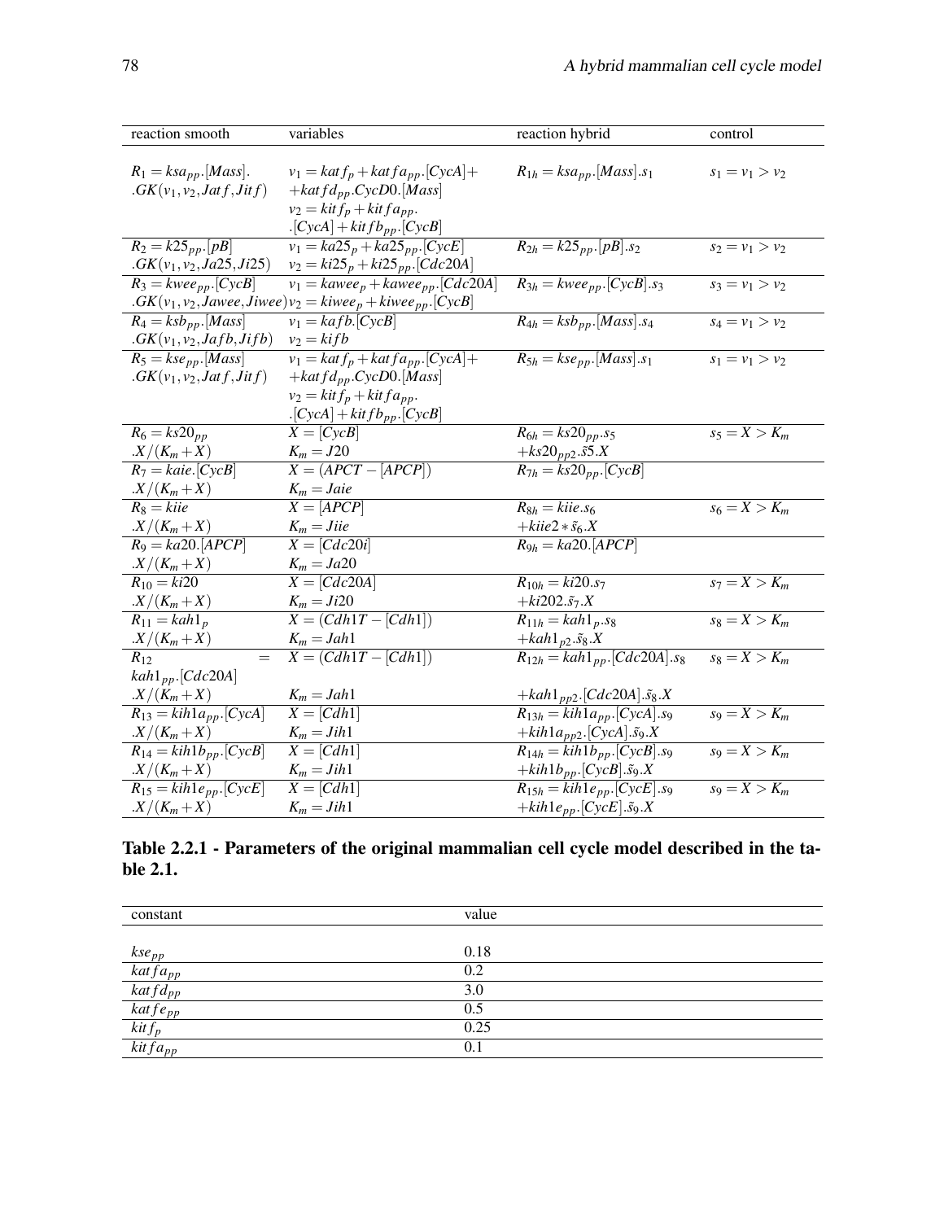| reaction smooth | variables | reaction hybrid | control |
|---|---|---|---|
| $R_1 = ksa_{pp}.[Mass].$ $.GK(v_1, v_2, Jatf, Jitf)$ | $v_1 = katf_p + katfa_{pp}.[CycA]+$ $+katfd_{pp}.CycD0.[Mass]$ $v_2 = kitf_p + kitfa_{pp}.$ $.[CycA] + kitfb_{pp}.[CycB]$ | $R_{1h} = ksa_{pp}.[Mass].s_1$ | $s_1 = v_1 > v_2$ |
| $R_2 = k25_{pp}.[pB]$ $.GK(v_1, v_2, Ja25, Ji25)$ | $v_1 = ka25_p + ka25_{pp}.[CycE]$ $v_2 = ki25_p + ki25_{pp}.[Cdc20A]$ | $R_{2h} = k25_{pp}.[pB].s_2$ | $s_2 = v_1 > v_2$ |
| $R_3 = kwee_{pp}.[CycB]$ $.GK(v_1, v_2, Jawee, Jiwee)$ | $v_1 = kawee_p + kawee_{pp}.[Cdc20A]$ $v_2 = kiwee_p + kiwee_{pp}.[CycB]$ | $R_{3h} = kwee_{pp}.[CycB].s_3$ | $s_3 = v_1 > v_2$ |
| $R_4 = ksb_{pp}.[Mass]$ $.GK(v_1, v_2, Jafb, Jifb)$ | $v_1 = kafb.[CycB]$ $v_2 = kifb$ | $R_{4h} = ksb_{pp}.[Mass].s_4$ | $s_4 = v_1 > v_2$ |
| $R_5 = kse_{pp}.[Mass]$ $.GK(v_1, v_2, Jatf, Jitf)$ | $v_1 = katf_p + katfa_{pp}.[CycA]+$ $+katfd_{pp}.CycD0.[Mass]$ $v_2 = kitf_p + kitfa_{pp}.$ $.[CycA] + kitfb_{pp}.[CycB]$ | $R_{5h} = kse_{pp}.[Mass].s_1$ | $s_1 = v_1 > v_2$ |
| $R_6 = ks20_{pp}$ $.X/(K_m + X)$ | $X = [CycB]$ $K_m = J20$ | $R_{6h} = ks20_{pp}.s_5$ $+ks20_{pp2}.\tilde{s}5.X$ | $s_5 = X > K_m$ |
| $R_7 = kaie.[CycB]$ $.X/(K_m + X)$ | $X = (APCT - [APCP])$ $K_m = Jaie$ | $R_{7h} = ks20_{pp}.[CycB]$ | |
| $R_8 = kiie$ $.X/(K_m + X)$ | $X = [APCP]$ $K_m = Jiie$ | $R_{8h} = kiie.s_6$ $+kiie2 * \tilde{s}_6.X$ | $s_6 = X > K_m$ |
| $R_9 = ka20.[APCP]$ $.X/(K_m + X)$ | $X = [Cdc20i]$ $K_m = Ja20$ | $R_{9h} = ka20.[APCP]$ | |
| $R_{10} = ki20$ $.X/(K_m + X)$ | $X = [Cdc20A]$ $K_m = Ji20$ | $R_{10h} = ki20.s_7$ $+ki202.\tilde{s}_7.X$ | $s_7 = X > K_m$ |
| $R_{11} = kah1_p$ $.X/(K_m + X)$ | $X = (Cdh1T - [Cdh1])$ $K_m = Jah1$ | $R_{11h} = kah1_p.s_8$ $+kah1_{p2}.\tilde{s}_8.X$ | $s_8 = X > K_m$ |
| $R_{12} =$ $kah1_{pp}.[Cdc20A]$ $.X/(K_m + X)$ | $X = (Cdh1T - [Cdh1])$ $K_m = Jah1$ | $R_{12h} = kah1_{pp}.[Cdc20A].s_8$ $+kah1_{pp2}.[Cdc20A].\tilde{s}_8.X$ | $s_8 = X > K_m$ |
| $R_{13} = kih1a_{pp}.[CycA]$ $.X/(K_m + X)$ | $X = [Cdh1]$ $K_m = Jih1$ | $R_{13h} = kih1a_{pp}.[CycA].s_9$ $+kih1a_{pp2}.[CycA].\tilde{s}_9.X$ | $s_9 = X > K_m$ |
| $R_{14} = kih1b_{pp}.[CycB]$ $.X/(K_m + X)$ | $X = [Cdh1]$ $K_m = Jih1$ | $R_{14h} = kih1b_{pp}.[CycB].s_9$ $+kih1b_{pp}.[CycB].\tilde{s}_9.X$ | $s_9 = X > K_m$ |
| $R_{15} = kih1e_{pp}.[CycE]$ $.X/(K_m + X)$ | $X = [Cdh1]$ $K_m = Jih1$ | $R_{15h} = kih1e_{pp}.[CycE].s_9$ $+kih1e_{pp}.[CycE].\tilde{s}_9.X$ | $s_9 = X > K_m$ |

**Table 2.2.1 - Parameters of the original mammalian cell cycle model described in the table 2.1.**

| constant | value |
|---|---|
| $kse_{pp}$ | 0.18 |
| $katfa_{pp}$ | 0.2 |
| $katfd_{pp}$ | 3.0 |
| $katfe_{pp}$ | 0.5 |
| $kitf_p$ | 0.25 |
| $kitfa_{pp}$ | 0.1 |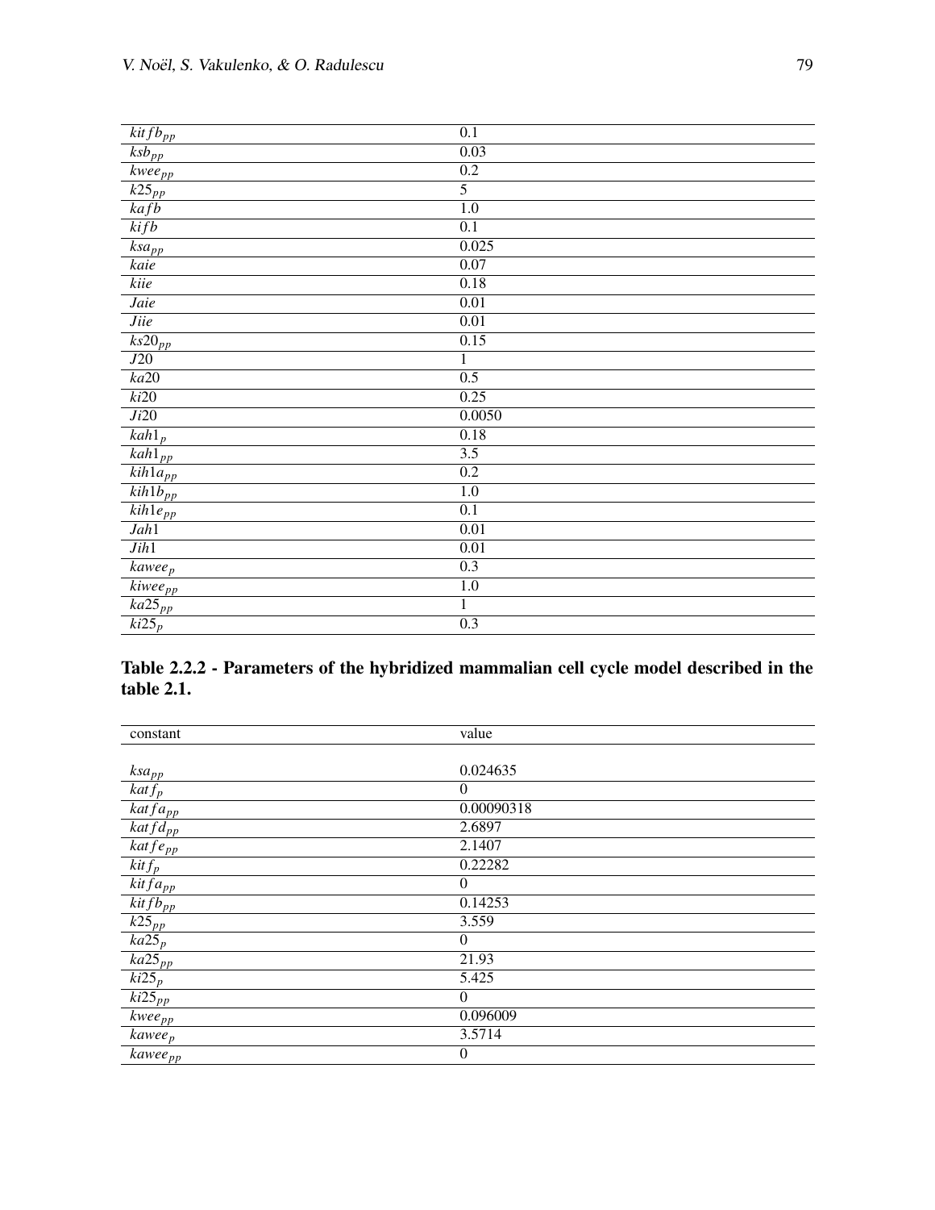| | |
|---|---|
| $kitfb_{pp}$ | 0.1 |
| $ksb_{pp}$ | 0.03 |
| $kwee_{pp}$ | 0.2 |
| $k25_{pp}$ | 5 |
| $kafb$ | 1.0 |
| $kifb$ | 0.1 |
| $ksa_{pp}$ | 0.025 |
| $kaie$ | 0.07 |
| $kiie$ | 0.18 |
| $Jaie$ | 0.01 |
| $Jiie$ | 0.01 |
| $ks20_{pp}$ | 0.15 |
| $J20$ | 1 |
| $ka20$ | 0.5 |
| $ki20$ | 0.25 |
| $Ji20$ | 0.0050 |
| $kah1_{p}$ | 0.18 |
| $kah1_{pp}$ | 3.5 |
| $kih1a_{pp}$ | 0.2 |
| $kih1b_{pp}$ | 1.0 |
| $kih1e_{pp}$ | 0.1 |
| $Jah1$ | 0.01 |
| $Jih1$ | 0.01 |
| $kawee_{p}$ | 0.3 |
| $kiwee_{pp}$ | 1.0 |
| $ka25_{pp}$ | 1 |
| $ki25_{p}$ | 0.3 |

**Table 2.2.2 - Parameters of the hybridized mammalian cell cycle model described in the table 2.1.**

| constant | value |
|---|---|
| $ksa_{pp}$ | 0.024635 |
| $katf_{p}$ | 0 |
| $katfa_{pp}$ | 0.00090318 |
| $katfd_{pp}$ | 2.6897 |
| $katfe_{pp}$ | 2.1407 |
| $kitf_{p}$ | 0.22282 |
| $kitfa_{pp}$ | 0 |
| $kitfb_{pp}$ | 0.14253 |
| $k25_{pp}$ | 3.559 |
| $ka25_{p}$ | 0 |
| $ka25_{pp}$ | 21.93 |
| $ki25_{p}$ | 5.425 |
| $ki25_{pp}$ | 0 |
| $kwee_{pp}$ | 0.096009 |
| $kawee_{p}$ | 3.5714 |
| $kawee_{pp}$ | 0 |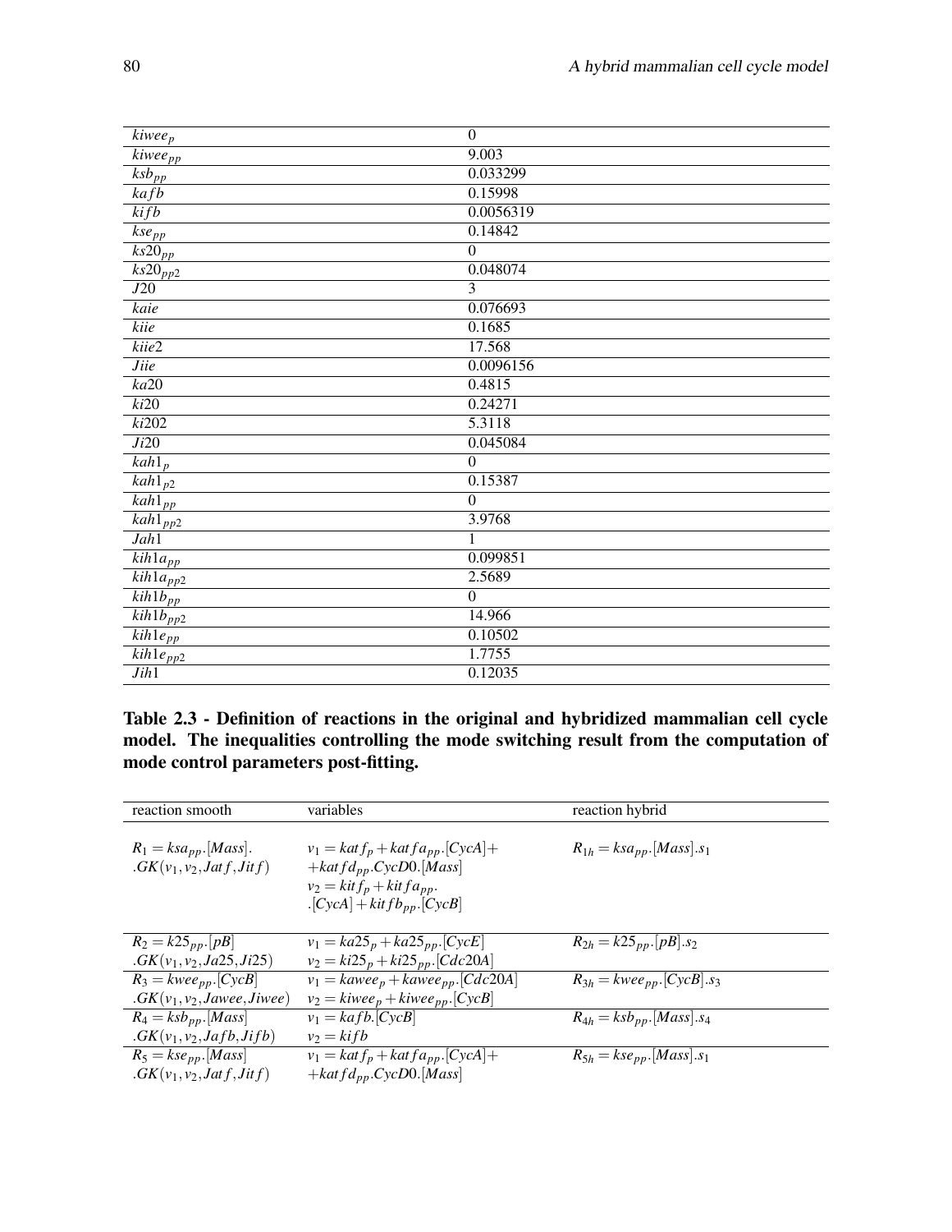| | |
|---|---|
| $kiwee_p$ | 0 |
| $kiwee_{pp}$ | 9.003 |
| $ksb_{pp}$ | 0.033299 |
| $kafb$ | 0.15998 |
| $kifb$ | 0.0056319 |
| $kse_{pp}$ | 0.14842 |
| $ks20_{pp}$ | 0 |
| $ks20_{pp2}$ | 0.048074 |
| $J20$ | 3 |
| $kaie$ | 0.076693 |
| $kiie$ | 0.1685 |
| $kiie2$ | 17.568 |
| $Jiie$ | 0.0096156 |
| $ka20$ | 0.4815 |
| $ki20$ | 0.24271 |
| $ki202$ | 5.3118 |
| $Ji20$ | 0.045084 |
| $kah1_p$ | 0 |
| $kah1_{p2}$ | 0.15387 |
| $kah1_{pp}$ | 0 |
| $kah1_{pp2}$ | 3.9768 |
| $Jah1$ | 1 |
| $kih1a_{pp}$ | 0.099851 |
| $kih1a_{pp2}$ | 2.5689 |
| $kih1b_{pp}$ | 0 |
| $kih1b_{pp2}$ | 14.966 |
| $kih1e_{pp}$ | 0.10502 |
| $kih1e_{pp2}$ | 1.7755 |
| $Jih1$ | 0.12035 |

**Table 2.3 - Definition of reactions in the original and hybridized mammalian cell cycle model. The inequalities controlling the mode switching result from the computation of mode control parameters post-fitting.**

| reaction smooth | variables | reaction hybrid |
|---|---|---|
| $R_1 = ksa_{pp}.[Mass].$ $.GK(v_1, v_2, Jatf, Jitf)$ | $v_1 = katf_p + katfa_{pp}.[CycA]+$ $+katfd_{pp}.CycD0.[Mass]$ $v_2 = kitf_p + kitfa_{pp}.$ $.[CycA] + kitfb_{pp}.[CycB]$ | $R_{1h} = ksa_{pp}.[Mass].s_1$ |
| $R_2 = k25_{pp}.[pB]$ $.GK(v_1, v_2, Ja25, Ji25)$ | $v_1 = ka25_p + ka25_{pp}.[CycE]$ $v_2 = ki25_p + ki25_{pp}.[Cdc20A]$ | $R_{2h} = k25_{pp}.[pB].s_2$ |
| $R_3 = kwee_{pp}.[CycB]$ $.GK(v_1, v_2, Jawee, Jiwee)$ | $v_1 = kawee_p + kawee_{pp}.[Cdc20A]$ $v_2 = kiwee_p + kiwee_{pp}.[CycB]$ | $R_{3h} = kwee_{pp}.[CycB].s_3$ |
| $R_4 = ksb_{pp}.[Mass]$ $.GK(v_1, v_2, Jafb, Jifb)$ | $v_1 = kafb.[CycB]$ $v_2 = kifb$ | $R_{4h} = ksb_{pp}.[Mass].s_4$ |
| $R_5 = kse_{pp}.[Mass]$ $.GK(v_1, v_2, Jatf, Jitf)$ | $v_1 = katf_p + katfa_{pp}.[CycA]+$ $+katfd_{pp}.CycD0.[Mass]$ | $R_{5h} = kse_{pp}.[Mass].s_1$ |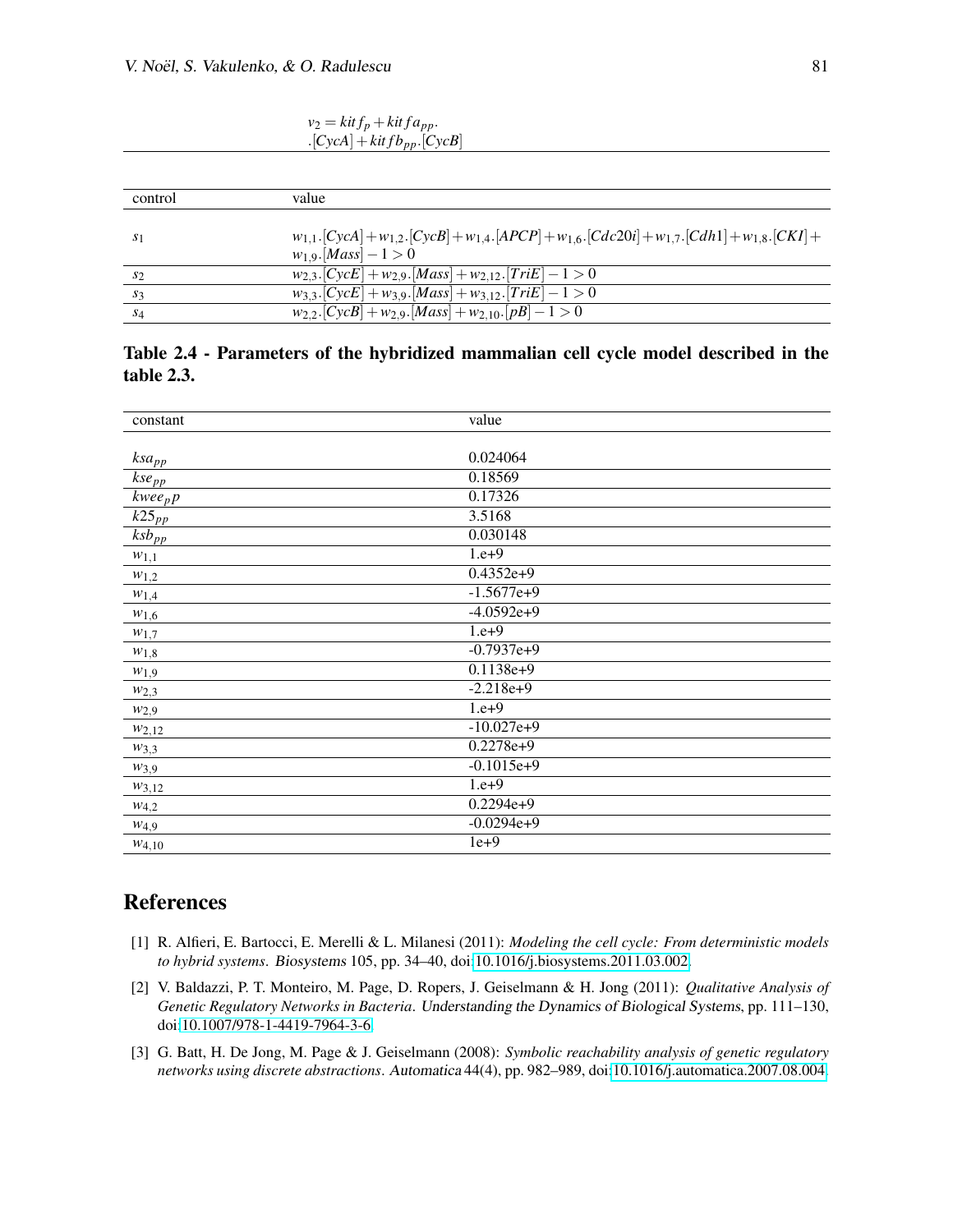| | |
|---|---|
| | $v_2 = kitf_p + kitfa_{pp}.$ $.[CycA] + kitfb_{pp}.[CycB]$ |

| control | value |
|---|---|
| $s_1$ | $w_{1,1}.[CycA] + w_{1,2}.[CycB] + w_{1,4}.[APCP] + w_{1,6}.[Cdc20i] + w_{1,7}.[Cdh1] + w_{1,8}.[CKI] + w_{1,9}.[Mass] - 1 > 0$ |
| $s_2$ | $w_{2,3}.[CycE] + w_{2,9}.[Mass] + w_{2,12}.[TriE] - 1 > 0$ |
| $s_3$ | $w_{3,3}.[CycE] + w_{3,9}.[Mass] + w_{3,12}.[TriE] - 1 > 0$ |
| $s_4$ | $w_{2,2}.[CycB] + w_{2,9}.[Mass] + w_{2,10}.[pB] - 1 > 0$ |

**Table 2.4 - Parameters of the hybridized mammalian cell cycle model described in the table 2.3.**

| constant | value |
|---|---|
| $ksa_{pp}$ | 0.024064 |
| $kse_{pp}$ | 0.18569 |
| $kwee_{p}p$ | 0.17326 |
| $k25_{pp}$ | 3.5168 |
| $ksb_{pp}$ | 0.030148 |
| $w_{1,1}$ | 1.e+9 |
| $w_{1,2}$ | 0.4352e+9 |
| $w_{1,4}$ | -1.5677e+9 |
| $w_{1,6}$ | -4.0592e+9 |
| $w_{1,7}$ | 1.e+9 |
| $w_{1,8}$ | -0.7937e+9 |
| $w_{1,9}$ | 0.1138e+9 |
| $w_{2,3}$ | -2.218e+9 |
| $w_{2,9}$ | 1.e+9 |
| $w_{2,12}$ | -10.027e+9 |
| $w_{3,3}$ | 0.2278e+9 |
| $w_{3,9}$ | -0.1015e+9 |
| $w_{3,12}$ | 1.e+9 |
| $w_{4,2}$ | 0.2294e+9 |
| $w_{4,9}$ | -0.0294e+9 |
| $w_{4,10}$ | 1e+9 |

## References

[1] R. Alfieri, E. Bartocci, E. Merelli & L. Milanesi (2011): *Modeling the cell cycle: From deterministic models to hybrid systems*. Biosystems 105, pp. 34–40, doi:10.1016/j.biosystems.2011.03.002.

[2] V. Baldazzi, P. T. Monteiro, M. Page, D. Ropers, J. Geiselmann & H. Jong (2011): *Qualitative Analysis of Genetic Regulatory Networks in Bacteria*. Understanding the Dynamics of Biological Systems, pp. 111–130, doi:10.1007/978-1-4419-7964-3-6.

[3] G. Batt, H. De Jong, M. Page & J. Geiselmann (2008): *Symbolic reachability analysis of genetic regulatory networks using discrete abstractions*. Automatica 44(4), pp. 982–989, doi:10.1016/j.automatica.2007.08.004.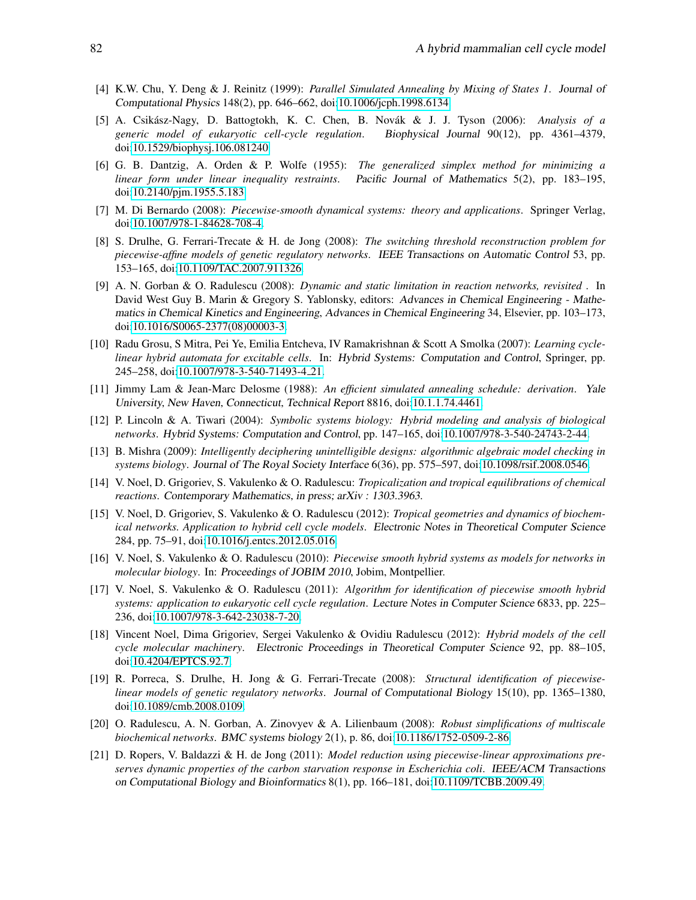[4] K.W. Chu, Y. Deng & J. Reinitz (1999): *Parallel Simulated Annealing by Mixing of States 1*. Journal of Computational Physics 148(2), pp. 646–662, doi:10.1006/jcph.1998.6134.

[5] A. Csikász-Nagy, D. Battogtokh, K. C. Chen, B. Novák & J. J. Tyson (2006): *Analysis of a generic model of eukaryotic cell-cycle regulation*. Biophysical Journal 90(12), pp. 4361–4379, doi:10.1529/biophysj.106.081240.

[6] G. B. Dantzig, A. Orden & P. Wolfe (1955): *The generalized simplex method for minimizing a linear form under linear inequality restraints*. Pacific Journal of Mathematics 5(2), pp. 183–195, doi:10.2140/pjm.1955.5.183.

[7] M. Di Bernardo (2008): *Piecewise-smooth dynamical systems: theory and applications*. Springer Verlag, doi:10.1007/978-1-84628-708-4.

[8] S. Drulhe, G. Ferrari-Trecate & H. de Jong (2008): *The switching threshold reconstruction problem for piecewise-affine models of genetic regulatory networks*. IEEE Transactions on Automatic Control 53, pp. 153–165, doi:10.1109/TAC.2007.911326.

[9] A. N. Gorban & O. Radulescu (2008): *Dynamic and static limitation in reaction networks, revisited* . In David West Guy B. Marin & Gregory S. Yablonsky, editors: Advances in Chemical Engineering - Mathematics in Chemical Kinetics and Engineering, Advances in Chemical Engineering 34, Elsevier, pp. 103–173, doi:10.1016/S0065-2377(08)00003-3.

[10] Radu Grosu, S Mitra, Pei Ye, Emilia Entcheva, IV Ramakrishnan & Scott A Smolka (2007): *Learning cycle-linear hybrid automata for excitable cells*. In: Hybrid Systems: Computation and Control, Springer, pp. 245–258, doi:10.1007/978-3-540-71493-4_21.

[11] Jimmy Lam & Jean-Marc Delosme (1988): *An efficient simulated annealing schedule: derivation*. Yale University, New Haven, Connecticut, Technical Report 8816, doi:10.1.1.74.4461.

[12] P. Lincoln & A. Tiwari (2004): *Symbolic systems biology: Hybrid modeling and analysis of biological networks*. Hybrid Systems: Computation and Control, pp. 147–165, doi:10.1007/978-3-540-24743-2-44.

[13] B. Mishra (2009): *Intelligently deciphering unintelligible designs: algorithmic algebraic model checking in systems biology*. Journal of The Royal Society Interface 6(36), pp. 575–597, doi:10.1098/rsif.2008.0546.

[14] V. Noel, D. Grigoriev, S. Vakulenko & O. Radulescu: *Tropicalization and tropical equilibrations of chemical reactions*. Contemporary Mathematics, in press; arXiv : 1303.3963.

[15] V. Noel, D. Grigoriev, S. Vakulenko & O. Radulescu (2012): *Tropical geometries and dynamics of biochemical networks. Application to hybrid cell cycle models*. Electronic Notes in Theoretical Computer Science 284, pp. 75–91, doi:10.1016/j.entcs.2012.05.016.

[16] V. Noel, S. Vakulenko & O. Radulescu (2010): *Piecewise smooth hybrid systems as models for networks in molecular biology*. In: Proceedings of JOBIM 2010, Jobim, Montpellier.

[17] V. Noel, S. Vakulenko & O. Radulescu (2011): *Algorithm for identification of piecewise smooth hybrid systems: application to eukaryotic cell cycle regulation*. Lecture Notes in Computer Science 6833, pp. 225–236, doi:10.1007/978-3-642-23038-7-20.

[18] Vincent Noel, Dima Grigoriev, Sergei Vakulenko & Ovidiu Radulescu (2012): *Hybrid models of the cell cycle molecular machinery*. Electronic Proceedings in Theoretical Computer Science 92, pp. 88–105, doi:10.4204/EPTCS.92.7.

[19] R. Porreca, S. Drulhe, H. Jong & G. Ferrari-Trecate (2008): *Structural identification of piecewise-linear models of genetic regulatory networks*. Journal of Computational Biology 15(10), pp. 1365–1380, doi:10.1089/cmb.2008.0109.

[20] O. Radulescu, A. N. Gorban, A. Zinovyev & A. Lilienbaum (2008): *Robust simplifications of multiscale biochemical networks*. BMC systems biology 2(1), p. 86, doi:10.1186/1752-0509-2-86.

[21] D. Ropers, V. Baldazzi & H. de Jong (2011): *Model reduction using piecewise-linear approximations preserves dynamic properties of the carbon starvation response in Escherichia coli*. IEEE/ACM Transactions on Computational Biology and Bioinformatics 8(1), pp. 166–181, doi:10.1109/TCBB.2009.49.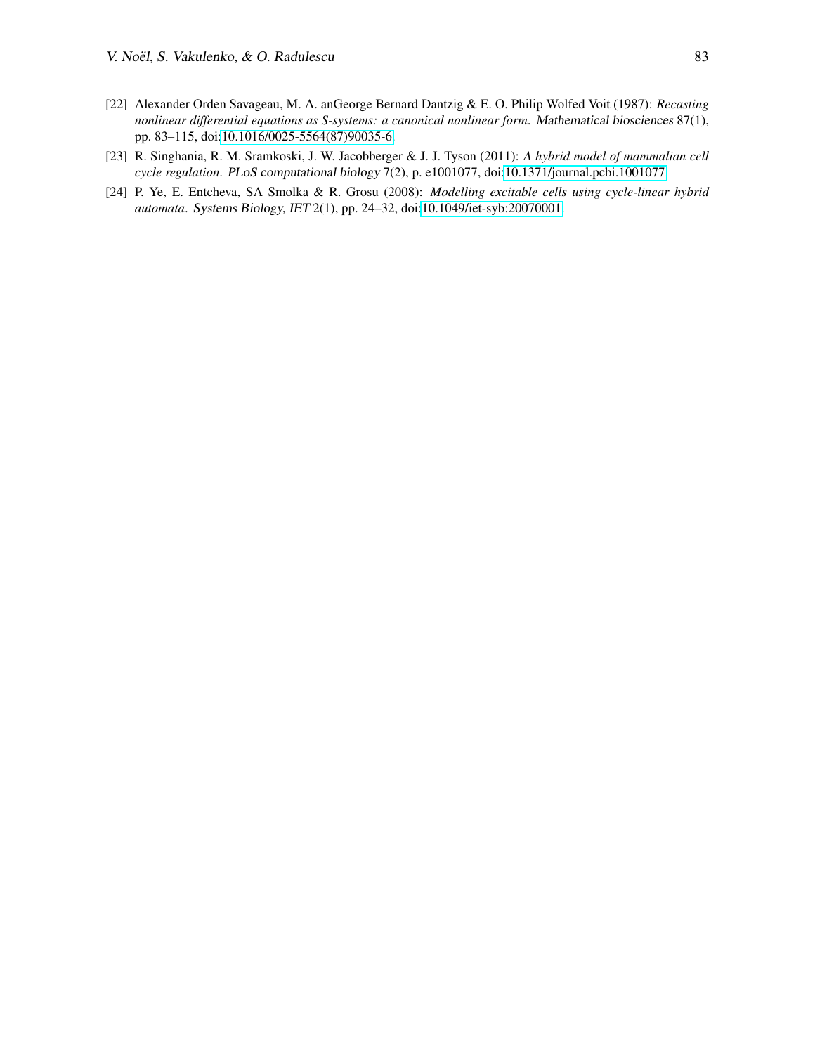[22] Alexander Orden Savageau, M. A. anGeorge Bernard Dantzig & E. O. Philip Wolfed Voit (1987): *Recasting nonlinear differential equations as S-systems: a canonical nonlinear form*. Mathematical biosciences 87(1), pp. 83–115, doi:10.1016/0025-5564(87)90035-6.

[23] R. Singhania, R. M. Sramkoski, J. W. Jacobberger & J. J. Tyson (2011): *A hybrid model of mammalian cell cycle regulation*. PLoS computational biology 7(2), p. e1001077, doi:10.1371/journal.pcbi.1001077.

[24] P. Ye, E. Entcheva, SA Smolka & R. Grosu (2008): *Modelling excitable cells using cycle-linear hybrid automata*. Systems Biology, IET 2(1), pp. 24–32, doi:10.1049/iet-syb:20070001.